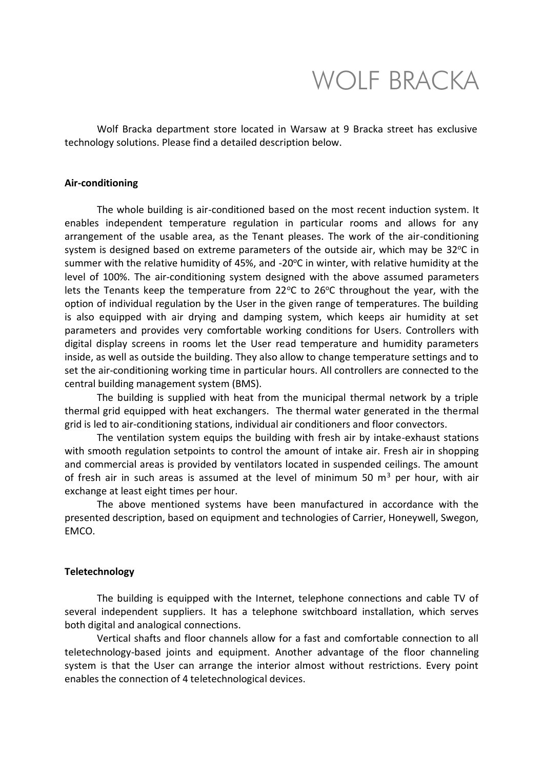# WOLF BRACKA

Wolf Bracka department store located in Warsaw at 9 Bracka street has exclusive technology solutions. Please find a detailed description below.

## Air-conditioning

The whole building is air-conditioned based on the most recent induction system. It enables independent temperature regulation in particular rooms and allows for any arrangement of the usable area, as the Tenant pleases. The work of the air-conditioning system is designed based on extreme parameters of the outside air, which may be 32$^{o}$C in summer with the relative humidity of 45%, and -20$^{o}$C in winter, with relative humidity at the level of 100%. The air-conditioning system designed with the above assumed parameters lets the Tenants keep the temperature from 22$^{o}$C to 26$^{o}$C throughout the year, with the option of individual regulation by the User in the given range of temperatures. The building is also equipped with air drying and damping system, which keeps air humidity at set parameters and provides very comfortable working conditions for Users. Controllers with digital display screens in rooms let the User read temperature and humidity parameters inside, as well as outside the building. They also allow to change temperature settings and to set the air-conditioning working time in particular hours. All controllers are connected to the central building management system (BMS).

The building is supplied with heat from the municipal thermal network by a triple thermal grid equipped with heat exchangers. The thermal water generated in the thermal grid is led to air-conditioning stations, individual air conditioners and floor convectors.

The ventilation system equips the building with fresh air by intake-exhaust stations with smooth regulation setpoints to control the amount of intake air. Fresh air in shopping and commercial areas is provided by ventilators located in suspended ceilings. The amount of fresh air in such areas is assumed at the level of minimum 50 m$^{3}$ per hour, with air exchange at least eight times per hour.

The above mentioned systems have been manufactured in accordance with the presented description, based on equipment and technologies of Carrier, Honeywell, Swegon, EMCO.

## Teletechnology

The building is equipped with the Internet, telephone connections and cable TV of several independent suppliers. It has a telephone switchboard installation, which serves both digital and analogical connections.

Vertical shafts and floor channels allow for a fast and comfortable connection to all teletechnology-based joints and equipment. Another advantage of the floor channeling system is that the User can arrange the interior almost without restrictions. Every point enables the connection of 4 teletechnological devices.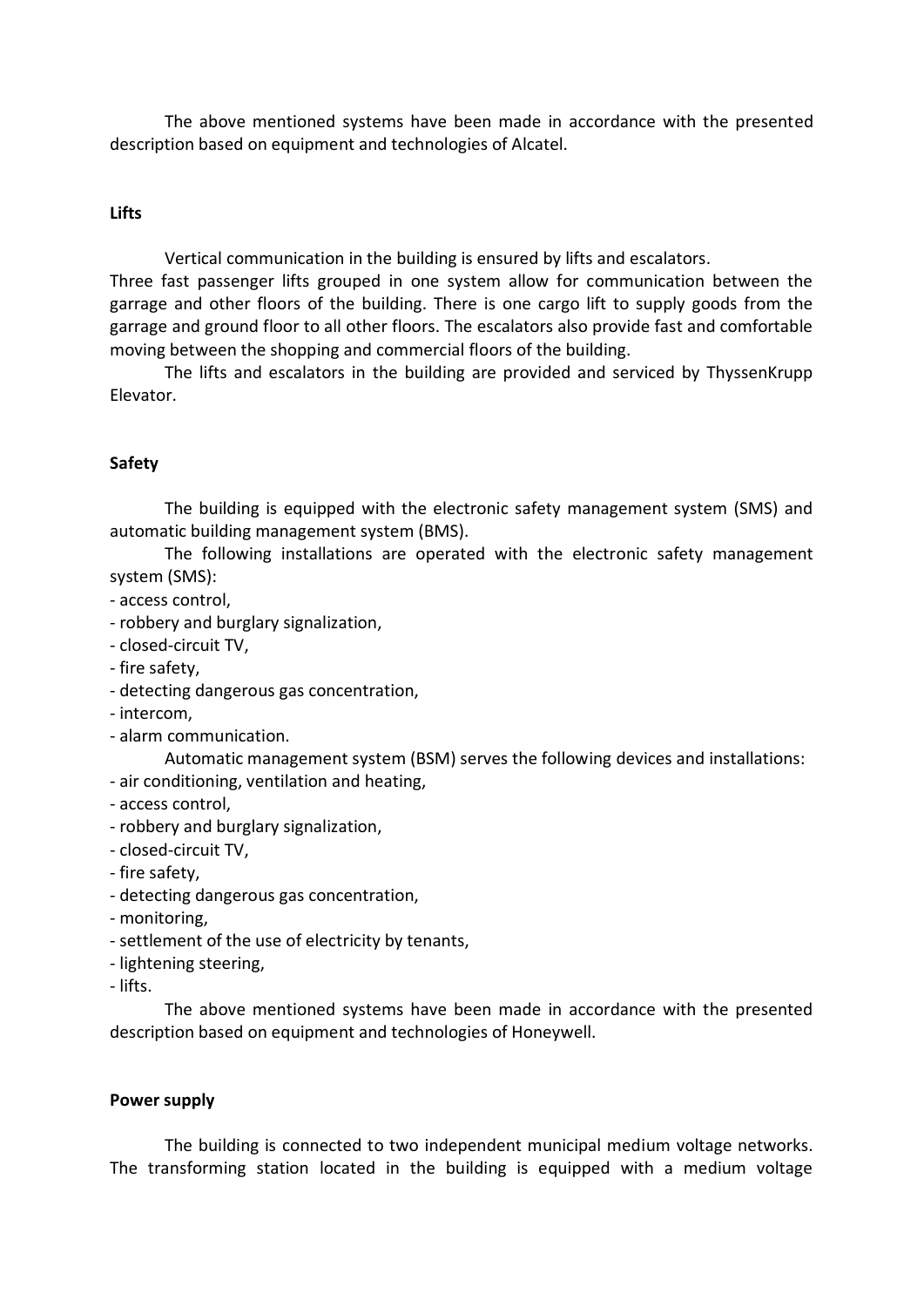The above mentioned systems have been made in accordance with the presented description based on equipment and technologies of Alcatel.

**Lifts**

Vertical communication in the building is ensured by lifts and escalators.
Three fast passenger lifts grouped in one system allow for communication between the garrage and other floors of the building. There is one cargo lift to supply goods from the garrage and ground floor to all other floors. The escalators also provide fast and comfortable moving between the shopping and commercial floors of the building.

The lifts and escalators in the building are provided and serviced by ThyssenKrupp Elevator.

**Safety**

The building is equipped with the electronic safety management system (SMS) and automatic building management system (BMS).

The following installations are operated with the electronic safety management system (SMS):

- access control,
- robbery and burglary signalization,
- closed-circuit TV,
- fire safety,
- detecting dangerous gas concentration,
- intercom,
- alarm communication.

Automatic management system (BSM) serves the following devices and installations:

- air conditioning, ventilation and heating,
- access control,
- robbery and burglary signalization,
- closed-circuit TV,
- fire safety,
- detecting dangerous gas concentration,
- monitoring,
- settlement of the use of electricity by tenants,
- lightening steering,
- lifts.

The above mentioned systems have been made in accordance with the presented description based on equipment and technologies of Honeywell.

**Power supply**

The building is connected to two independent municipal medium voltage networks. The transforming station located in the building is equipped with a medium voltage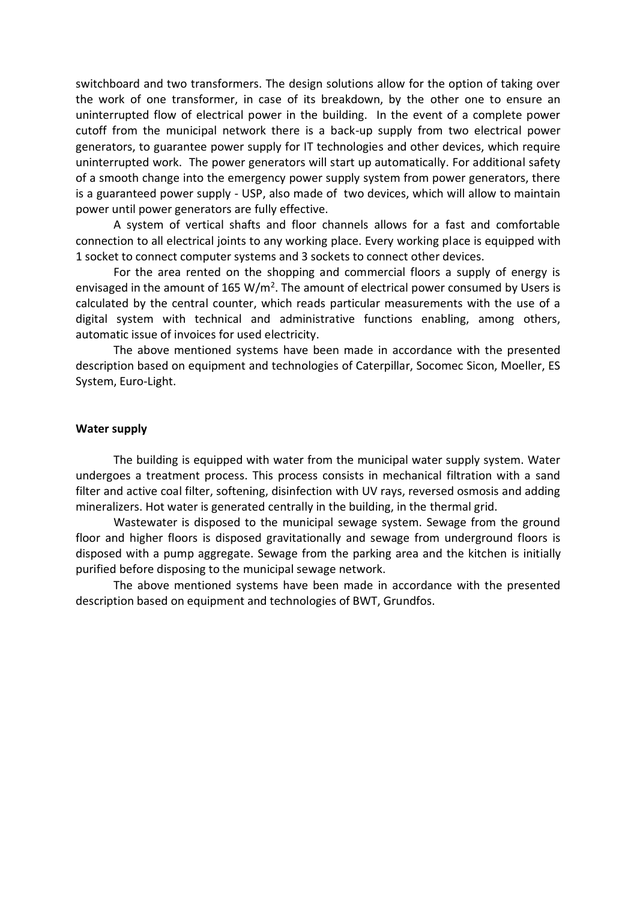switchboard and two transformers. The design solutions allow for the option of taking over the work of one transformer, in case of its breakdown, by the other one to ensure an uninterrupted flow of electrical power in the building. In the event of a complete power cutoff from the municipal network there is a back-up supply from two electrical power generators, to guarantee power supply for IT technologies and other devices, which require uninterrupted work. The power generators will start up automatically. For additional safety of a smooth change into the emergency power supply system from power generators, there is a guaranteed power supply - USP, also made of two devices, which will allow to maintain power until power generators are fully effective.

A system of vertical shafts and floor channels allows for a fast and comfortable connection to all electrical joints to any working place. Every working place is equipped with 1 socket to connect computer systems and 3 sockets to connect other devices.

For the area rented on the shopping and commercial floors a supply of energy is envisaged in the amount of 165 W/m$^2$. The amount of electrical power consumed by Users is calculated by the central counter, which reads particular measurements with the use of a digital system with technical and administrative functions enabling, among others, automatic issue of invoices for used electricity.

The above mentioned systems have been made in accordance with the presented description based on equipment and technologies of Caterpillar, Socomec Sicon, Moeller, ES System, Euro-Light.

**Water supply**

The building is equipped with water from the municipal water supply system. Water undergoes a treatment process. This process consists in mechanical filtration with a sand filter and active coal filter, softening, disinfection with UV rays, reversed osmosis and adding mineralizers. Hot water is generated centrally in the building, in the thermal grid.

Wastewater is disposed to the municipal sewage system. Sewage from the ground floor and higher floors is disposed gravitationally and sewage from underground floors is disposed with a pump aggregate. Sewage from the parking area and the kitchen is initially purified before disposing to the municipal sewage network.

The above mentioned systems have been made in accordance with the presented description based on equipment and technologies of BWT, Grundfos.